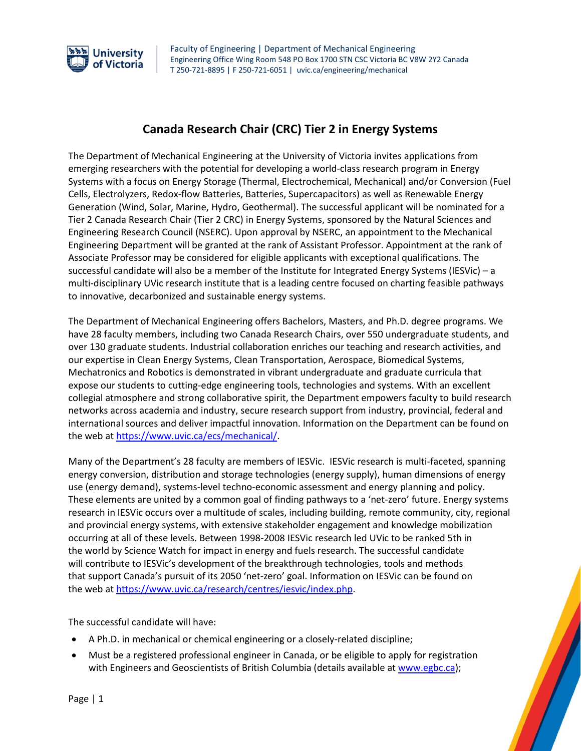University of Victoria

Faculty of Engineering | Department of Mechanical Engineering
Engineering Office Wing Room 548 PO Box 1700 STN CSC Victoria BC V8W 2Y2 Canada
T 250-721-8895 | F 250-721-6051 | uvic.ca/engineering/mechanical

# Canada Research Chair (CRC) Tier 2 in Energy Systems

The Department of Mechanical Engineering at the University of Victoria invites applications from emerging researchers with the potential for developing a world-class research program in Energy Systems with a focus on Energy Storage (Thermal, Electrochemical, Mechanical) and/or Conversion (Fuel Cells, Electrolyzers, Redox-flow Batteries, Batteries, Supercapacitors) as well as Renewable Energy Generation (Wind, Solar, Marine, Hydro, Geothermal). The successful applicant will be nominated for a Tier 2 Canada Research Chair (Tier 2 CRC) in Energy Systems, sponsored by the Natural Sciences and Engineering Research Council (NSERC). Upon approval by NSERC, an appointment to the Mechanical Engineering Department will be granted at the rank of Assistant Professor. Appointment at the rank of Associate Professor may be considered for eligible applicants with exceptional qualifications. The successful candidate will also be a member of the Institute for Integrated Energy Systems (IESVic) – a multi-disciplinary UVic research institute that is a leading centre focused on charting feasible pathways to innovative, decarbonized and sustainable energy systems.

The Department of Mechanical Engineering offers Bachelors, Masters, and Ph.D. degree programs. We have 28 faculty members, including two Canada Research Chairs, over 550 undergraduate students, and over 130 graduate students. Industrial collaboration enriches our teaching and research activities, and our expertise in Clean Energy Systems, Clean Transportation, Aerospace, Biomedical Systems, Mechatronics and Robotics is demonstrated in vibrant undergraduate and graduate curricula that expose our students to cutting-edge engineering tools, technologies and systems. With an excellent collegial atmosphere and strong collaborative spirit, the Department empowers faculty to build research networks across academia and industry, secure research support from industry, provincial, federal and international sources and deliver impactful innovation. Information on the Department can be found on the web at [https://www.uvic.ca/ecs/mechanical/](https://www.uvic.ca/ecs/mechanical/).

Many of the Department's 28 faculty are members of IESVic. IESVic research is multi-faceted, spanning energy conversion, distribution and storage technologies (energy supply), human dimensions of energy use (energy demand), systems-level techno-economic assessment and energy planning and policy. These elements are united by a common goal of finding pathways to a 'net-zero' future. Energy systems research in IESVic occurs over a multitude of scales, including building, remote community, city, regional and provincial energy systems, with extensive stakeholder engagement and knowledge mobilization occurring at all of these levels. Between 1998-2008 IESVic research led UVic to be ranked 5th in the world by Science Watch for impact in energy and fuels research. The successful candidate will contribute to IESVic's development of the breakthrough technologies, tools and methods that support Canada's pursuit of its 2050 'net-zero' goal. Information on IESVic can be found on the web at [https://www.uvic.ca/research/centres/iesvic/index.php](https://www.uvic.ca/research/centres/iesvic/index.php).

The successful candidate will have:

- A Ph.D. in mechanical or chemical engineering or a closely-related discipline;
- Must be a registered professional engineer in Canada, or be eligible to apply for registration with Engineers and Geoscientists of British Columbia (details available at [www.egbc.ca](http://www.egbc.ca));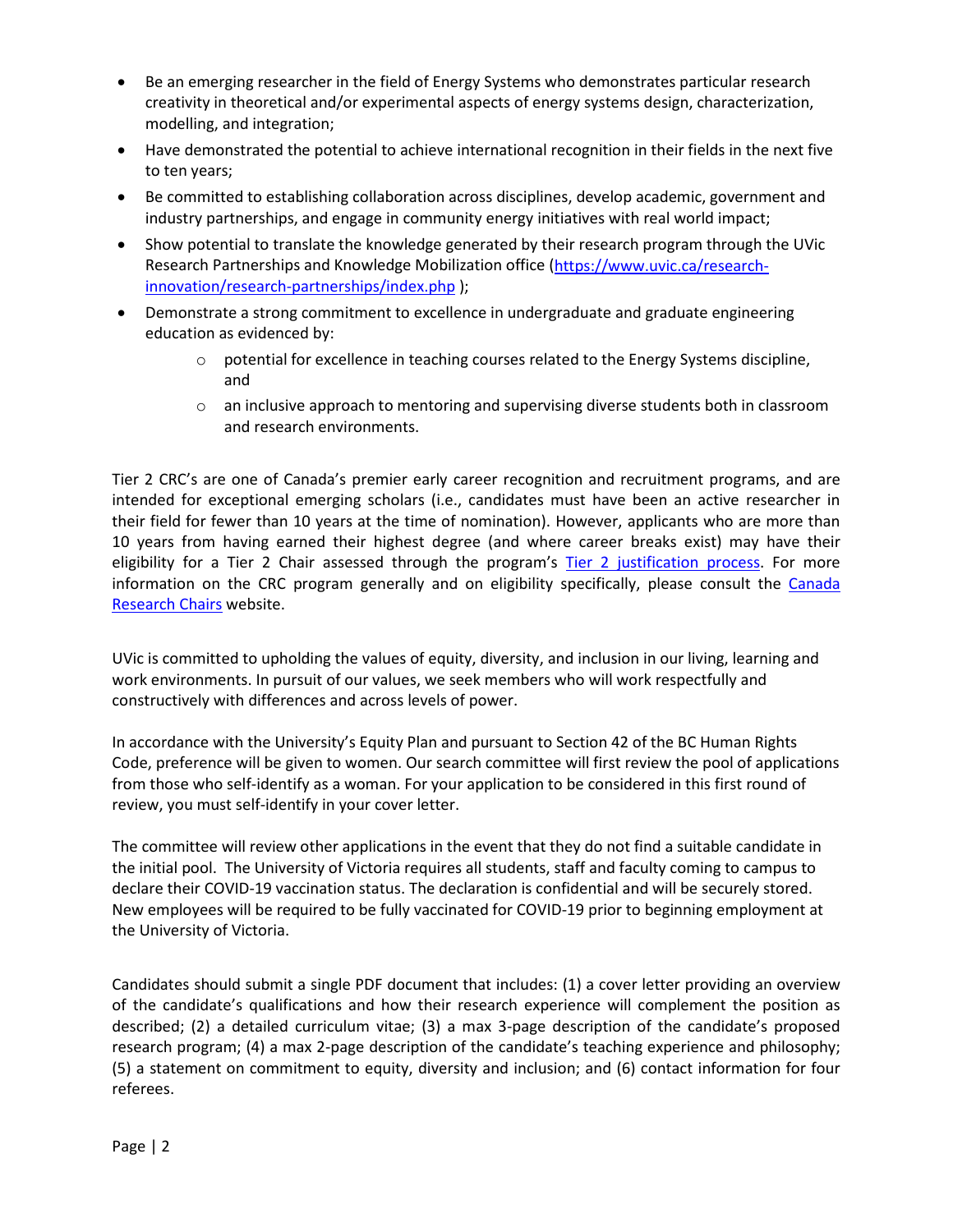- Be an emerging researcher in the field of Energy Systems who demonstrates particular research creativity in theoretical and/or experimental aspects of energy systems design, characterization, modelling, and integration;
- Have demonstrated the potential to achieve international recognition in their fields in the next five to ten years;
- Be committed to establishing collaboration across disciplines, develop academic, government and industry partnerships, and engage in community energy initiatives with real world impact;
- Show potential to translate the knowledge generated by their research program through the UVic Research Partnerships and Knowledge Mobilization office ([https://www.uvic.ca/research-innovation/research-partnerships/index.php](https://www.uvic.ca/research-innovation/research-partnerships/index.php) );
- Demonstrate a strong commitment to excellence in undergraduate and graduate engineering education as evidenced by:
    - potential for excellence in teaching courses related to the Energy Systems discipline, and
    - an inclusive approach to mentoring and supervising diverse students both in classroom and research environments.

Tier 2 CRC's are one of Canada's premier early career recognition and recruitment programs, and are intended for exceptional emerging scholars (i.e., candidates must have been an active researcher in their field for fewer than 10 years at the time of nomination). However, applicants who are more than 10 years from having earned their highest degree (and where career breaks exist) may have their eligibility for a Tier 2 Chair assessed through the program's Tier 2 justification process. For more information on the CRC program generally and on eligibility specifically, please consult the Canada Research Chairs website.

UVic is committed to upholding the values of equity, diversity, and inclusion in our living, learning and work environments. In pursuit of our values, we seek members who will work respectfully and constructively with differences and across levels of power.

In accordance with the University's Equity Plan and pursuant to Section 42 of the BC Human Rights Code, preference will be given to women. Our search committee will first review the pool of applications from those who self-identify as a woman. For your application to be considered in this first round of review, you must self-identify in your cover letter.

The committee will review other applications in the event that they do not find a suitable candidate in the initial pool. The University of Victoria requires all students, staff and faculty coming to campus to declare their COVID-19 vaccination status. The declaration is confidential and will be securely stored. New employees will be required to be fully vaccinated for COVID-19 prior to beginning employment at the University of Victoria.

Candidates should submit a single PDF document that includes: (1) a cover letter providing an overview of the candidate's qualifications and how their research experience will complement the position as described; (2) a detailed curriculum vitae; (3) a max 3-page description of the candidate's proposed research program; (4) a max 2-page description of the candidate's teaching experience and philosophy; (5) a statement on commitment to equity, diversity and inclusion; and (6) contact information for four referees.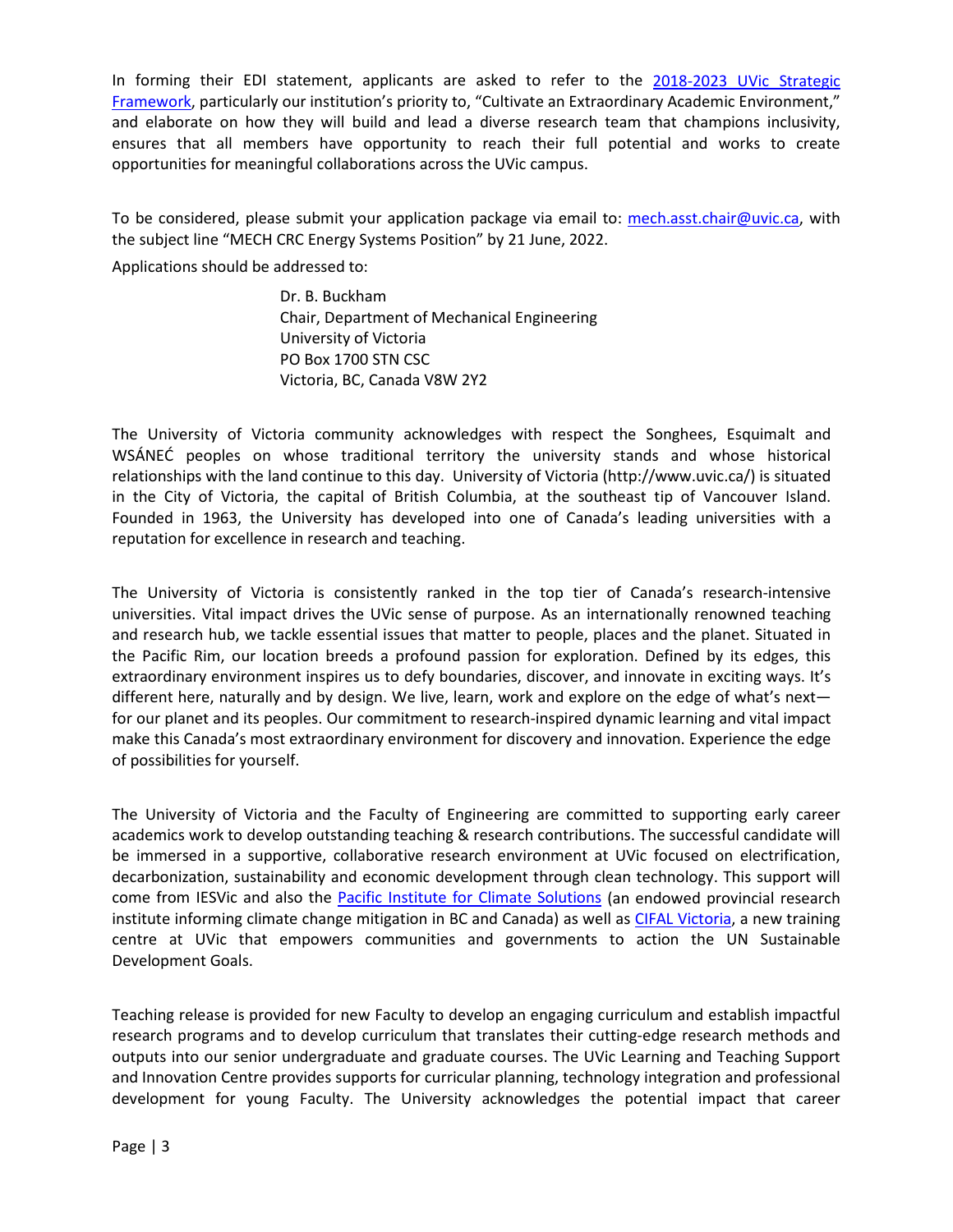In forming their EDI statement, applicants are asked to refer to the [2018-2023 UVic Strategic Framework](), particularly our institution's priority to, "Cultivate an Extraordinary Academic Environment," and elaborate on how they will build and lead a diverse research team that champions inclusivity, ensures that all members have opportunity to reach their full potential and works to create opportunities for meaningful collaborations across the UVic campus.

To be considered, please submit your application package via email to: mech.asst.chair@uvic.ca, with the subject line "MECH CRC Energy Systems Position" by 21 June, 2022.

Applications should be addressed to:

Dr. B. Buckham
Chair, Department of Mechanical Engineering
University of Victoria
PO Box 1700 STN CSC
Victoria, BC, Canada V8W 2Y2

The University of Victoria community acknowledges with respect the Songhees, Esquimalt and WSÁNEĆ peoples on whose traditional territory the university stands and whose historical relationships with the land continue to this day. University of Victoria (http://www.uvic.ca/) is situated in the City of Victoria, the capital of British Columbia, at the southeast tip of Vancouver Island. Founded in 1963, the University has developed into one of Canada's leading universities with a reputation for excellence in research and teaching.

The University of Victoria is consistently ranked in the top tier of Canada's research-intensive universities. Vital impact drives the UVic sense of purpose. As an internationally renowned teaching and research hub, we tackle essential issues that matter to people, places and the planet. Situated in the Pacific Rim, our location breeds a profound passion for exploration. Defined by its edges, this extraordinary environment inspires us to defy boundaries, discover, and innovate in exciting ways. It's different here, naturally and by design. We live, learn, work and explore on the edge of what's next—for our planet and its peoples. Our commitment to research-inspired dynamic learning and vital impact make this Canada's most extraordinary environment for discovery and innovation. Experience the edge of possibilities for yourself.

The University of Victoria and the Faculty of Engineering are committed to supporting early career academics work to develop outstanding teaching & research contributions. The successful candidate will be immersed in a supportive, collaborative research environment at UVic focused on electrification, decarbonization, sustainability and economic development through clean technology. This support will come from IESVic and also the [Pacific Institute for Climate Solutions]() (an endowed provincial research institute informing climate change mitigation in BC and Canada) as well as [CIFAL Victoria](), a new training centre at UVic that empowers communities and governments to action the UN Sustainable Development Goals.

Teaching release is provided for new Faculty to develop an engaging curriculum and establish impactful research programs and to develop curriculum that translates their cutting-edge research methods and outputs into our senior undergraduate and graduate courses. The UVic Learning and Teaching Support and Innovation Centre provides supports for curricular planning, technology integration and professional development for young Faculty. The University acknowledges the potential impact that career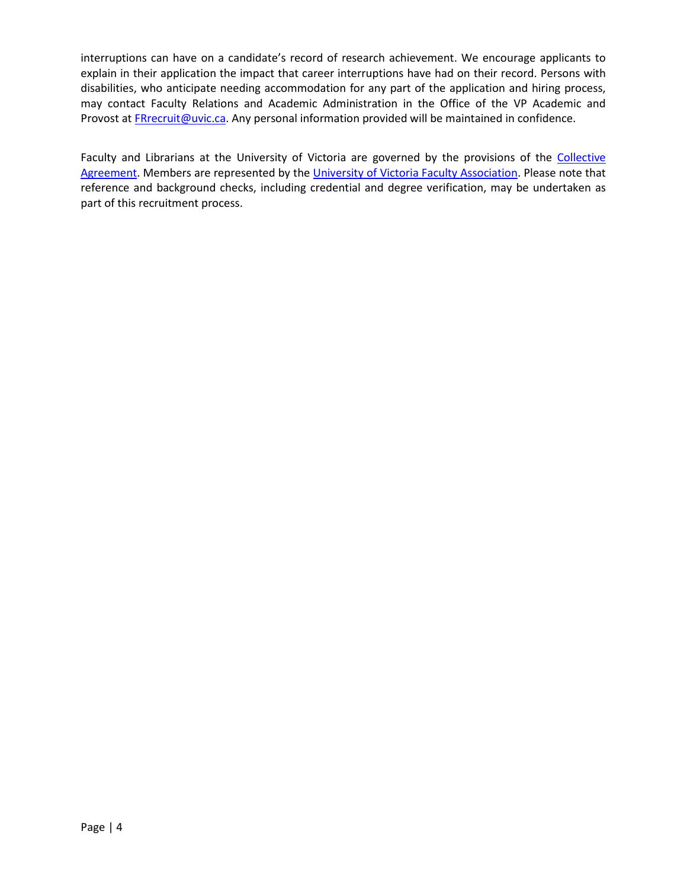interruptions can have on a candidate's record of research achievement. We encourage applicants to explain in their application the impact that career interruptions have had on their record. Persons with disabilities, who anticipate needing accommodation for any part of the application and hiring process, may contact Faculty Relations and Academic Administration in the Office of the VP Academic and Provost at FRrecruit@uvic.ca. Any personal information provided will be maintained in confidence.

Faculty and Librarians at the University of Victoria are governed by the provisions of the Collective Agreement. Members are represented by the University of Victoria Faculty Association. Please note that reference and background checks, including credential and degree verification, may be undertaken as part of this recruitment process.